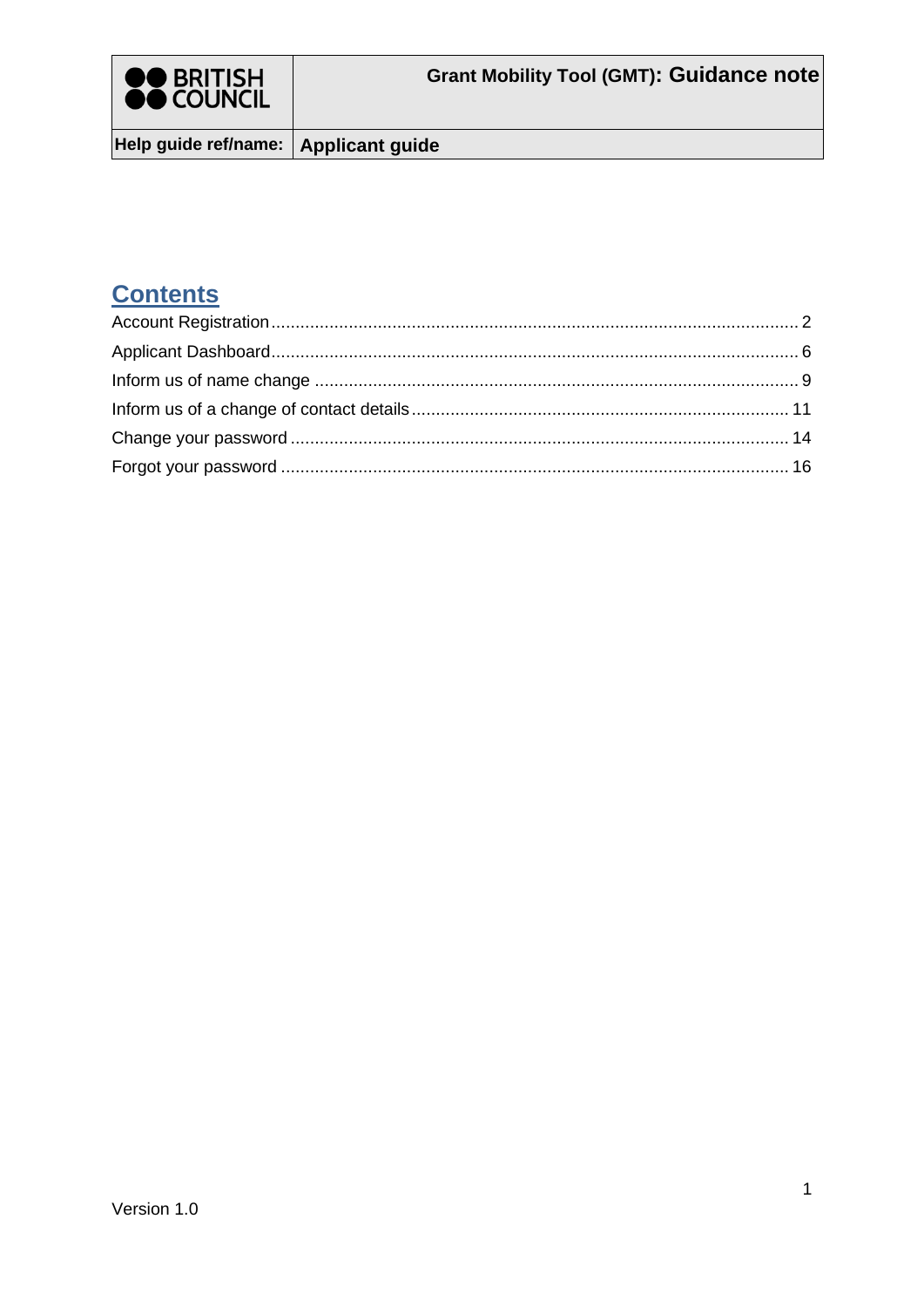| BRITISH COUNCIL | Grant Mobility Tool (GMT): Guidance note |
| --- | --- |
| Help guide ref/name: | Applicant guide |

## Contents

Account Registration ........................................................ 2
Applicant Dashboard ........................................................ 6
Inform us of name change ........................................................ 9
Inform us of a change of contact details ........................................................ 11
Change your password ........................................................ 14
Forgot your password ........................................................ 16

Version 1.0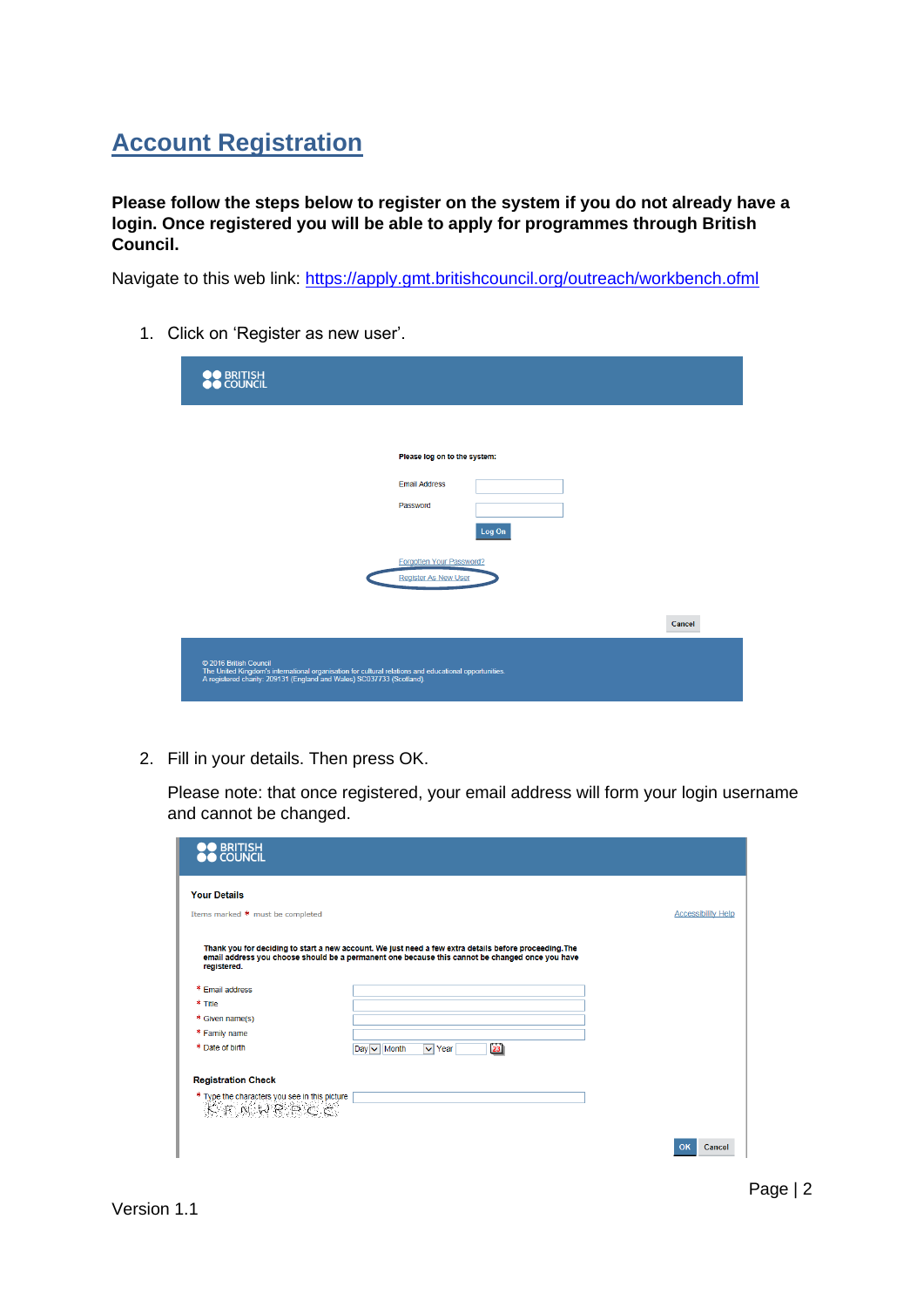## Account Registration

**Please follow the steps below to register on the system if you do not already have a login. Once registered you will be able to apply for programmes through British Council.**

Navigate to this web link: https://apply.gmt.britishcouncil.org/outreach/workbench.ofml

1. Click on 'Register as new user'.

2. Fill in your details. Then press OK.

   Please note: that once registered, your email address will form your login username and cannot be changed.

Version 1.1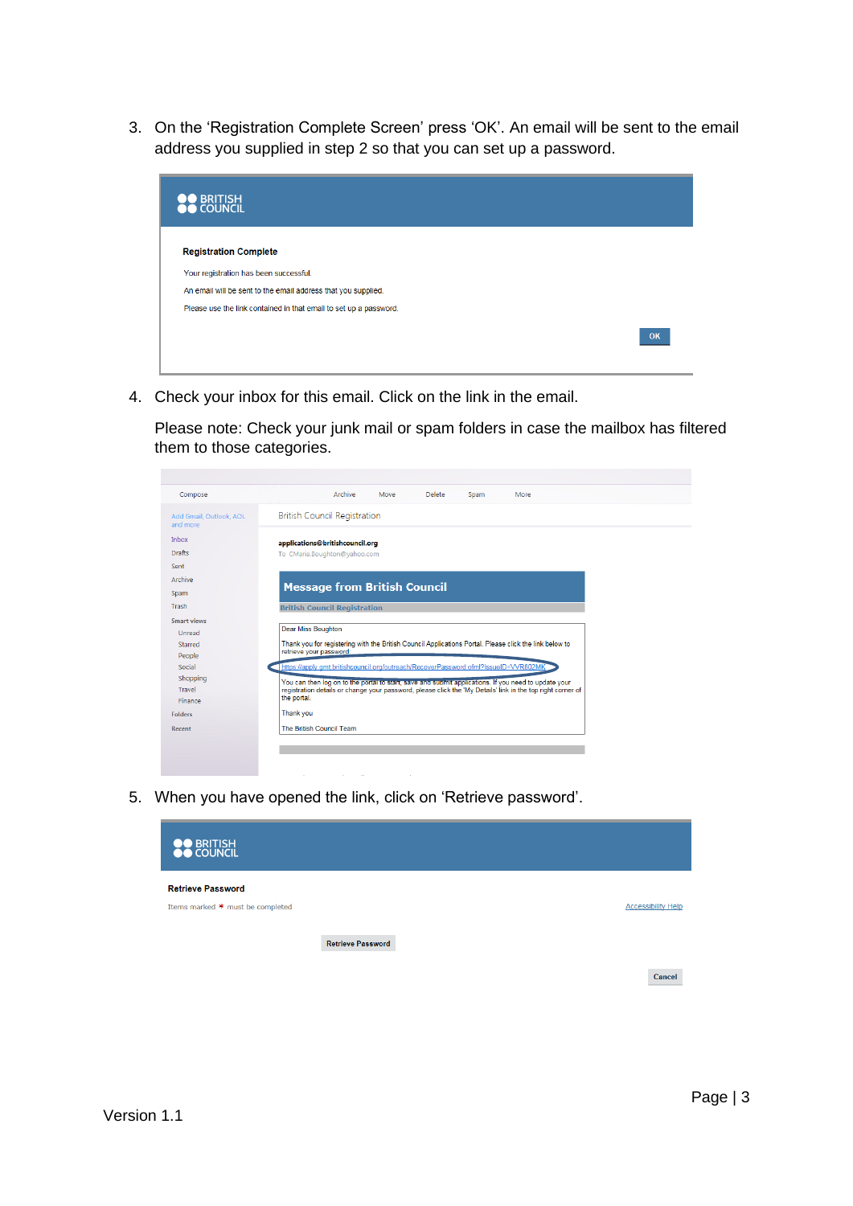3. On the 'Registration Complete Screen' press 'OK'. An email will be sent to the email address you supplied in step 2 so that you can set up a password.

BRITISH COUNCIL

**Registration Complete**

Your registration has been successful.

An email will be sent to the email address that you supplied.

Please use the link contained in that email to set up a password.

OK

4. Check your inbox for this email. Click on the link in the email.

   Please note: Check your junk mail or spam folders in case the mailbox has filtered them to those categories.

Compose Archive Move Delete Spam More

Add Gmail, Outlook, AOL and more

Inbox
Drafts
Sent
Archive
Spam
Trash
Smart views
Unread
Starred
People
Social
Shopping
Travel
Finance
Folders
Recent

British Council Registration

applications@britishcouncil.org
To CMaria.Boughton@yahoo.com

**Message from British Council**

British Council Registration

Dear Miss Boughton

Thank you for registering with the British Council Applications Portal. Please click the link below to retrieve your password.

https://apply.gmt.britishcouncil.org/outreach/RecoverPassword.cfm?IssueID=VVR602MK

You can then log on to the portal to start, save and submit applications. If you need to update your registration details or change your password, please click the 'My Details' link in the top right corner of the portal.

Thank you

The British Council Team

5. When you have opened the link, click on 'Retrieve password'.

BRITISH COUNCIL

**Retrieve Password**

Items marked * must be completed

Accessibility Help

Retrieve Password

Cancel

Version 1.1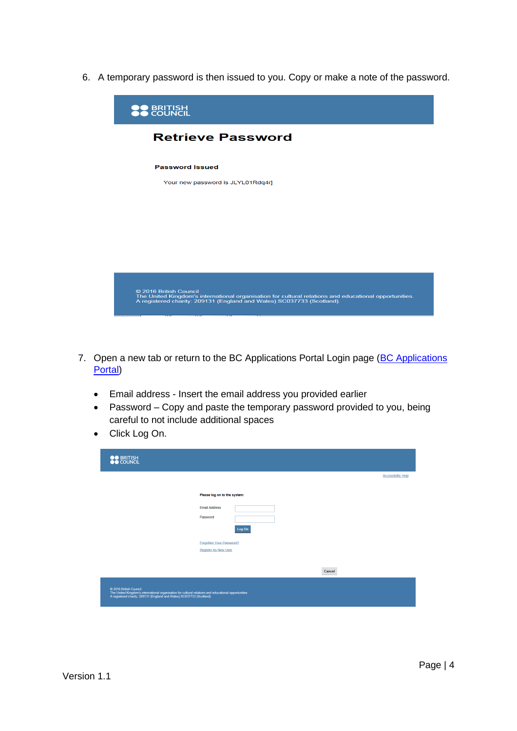6. A temporary password is then issued to you. Copy or make a note of the password.

7. Open a new tab or return to the BC Applications Portal Login page ([BC Applications Portal]())

   - Email address - Insert the email address you provided earlier
   - Password – Copy and paste the temporary password provided to you, being careful to not include additional spaces
   - Click Log On.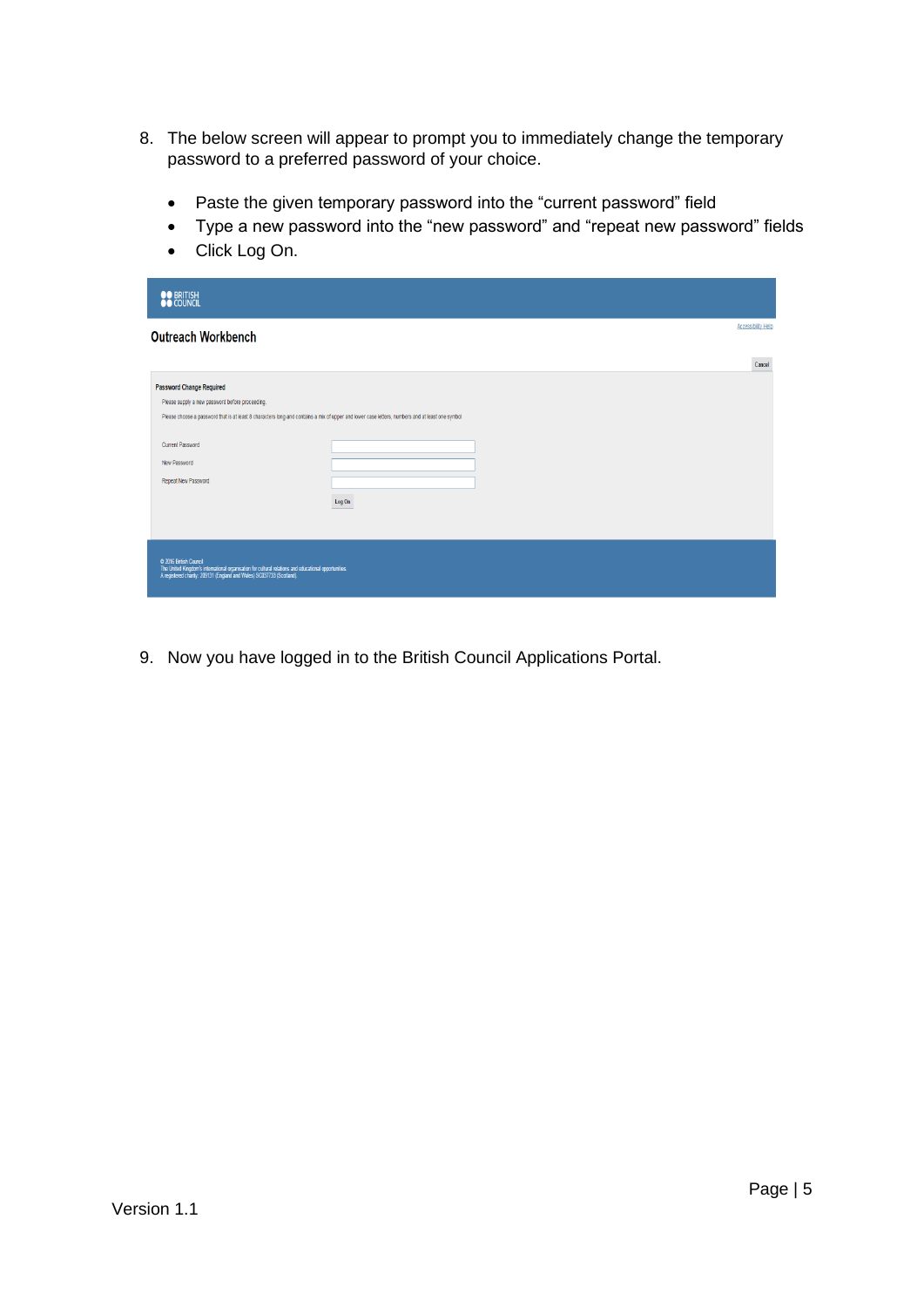8. The below screen will appear to prompt you to immediately change the temporary password to a preferred password of your choice.

   - Paste the given temporary password into the “current password” field
   - Type a new password into the “new password” and “repeat new password” fields
   - Click Log On.

9. Now you have logged in to the British Council Applications Portal.

Version 1.1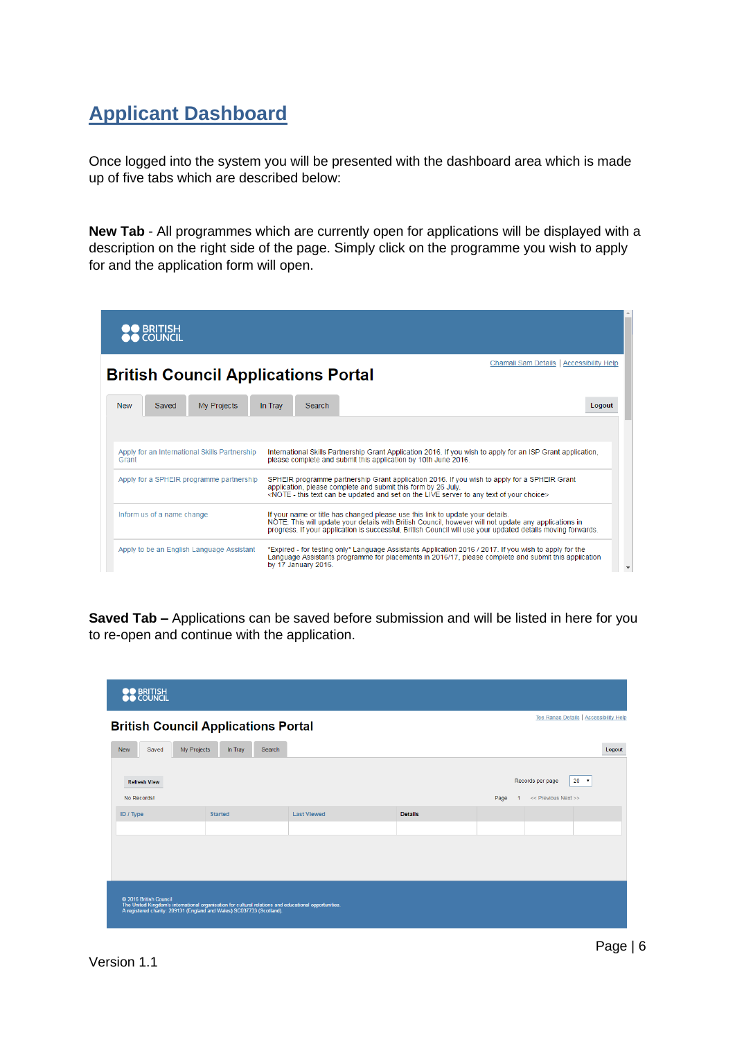# Applicant Dashboard

Once logged into the system you will be presented with the dashboard area which is made up of five tabs which are described below:

**New Tab** - All programmes which are currently open for applications will be displayed with a description on the right side of the page. Simply click on the programme you wish to apply for and the application form will open.

**Saved Tab –** Applications can be saved before submission and will be listed in here for you to re-open and continue with the application.

Version 1.1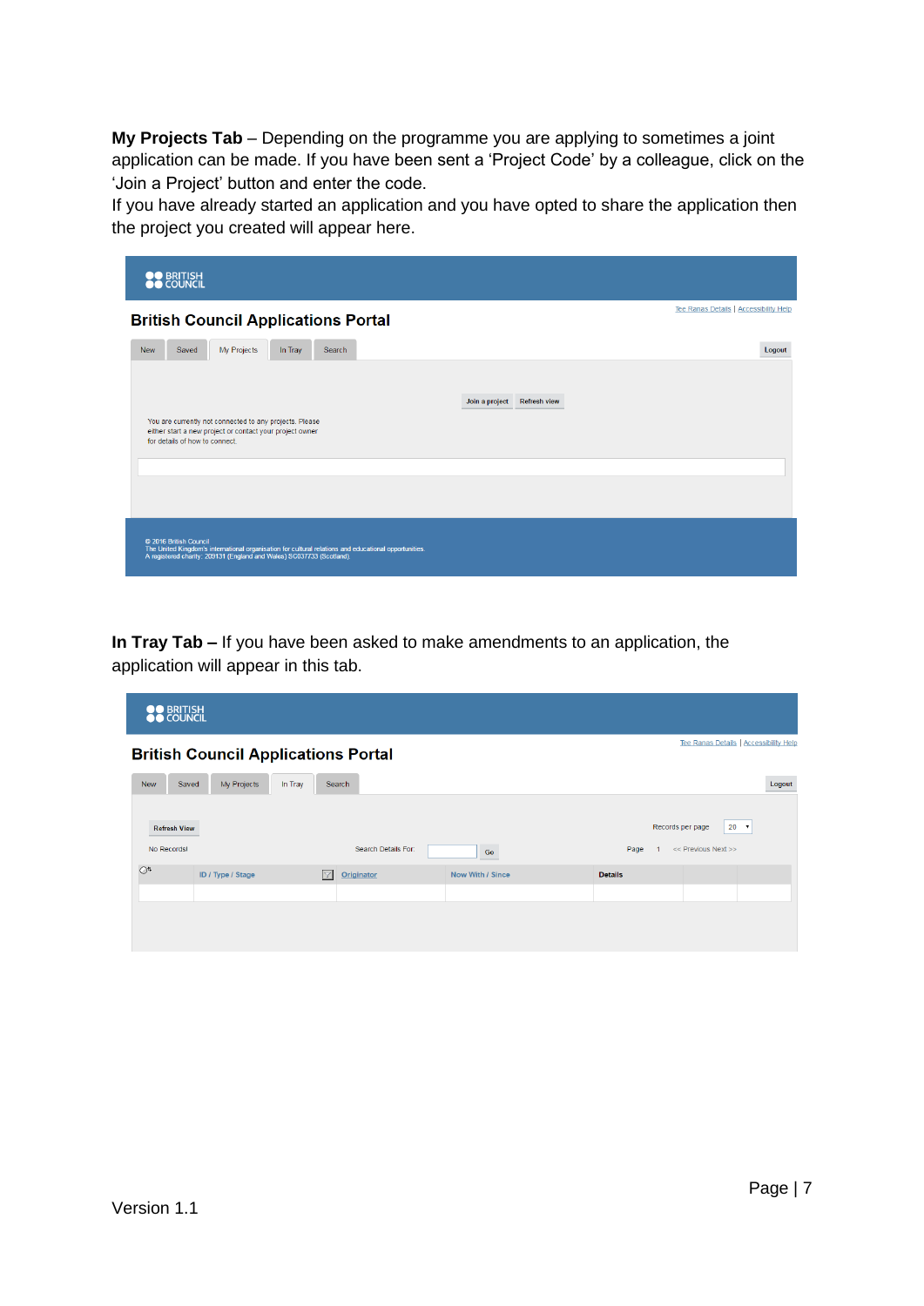**My Projects Tab** – Depending on the programme you are applying to sometimes a joint application can be made. If you have been sent a 'Project Code' by a colleague, click on the 'Join a Project' button and enter the code.
If you have already started an application and you have opted to share the application then the project you created will appear here.

**In Tray Tab –** If you have been asked to make amendments to an application, the application will appear in this tab.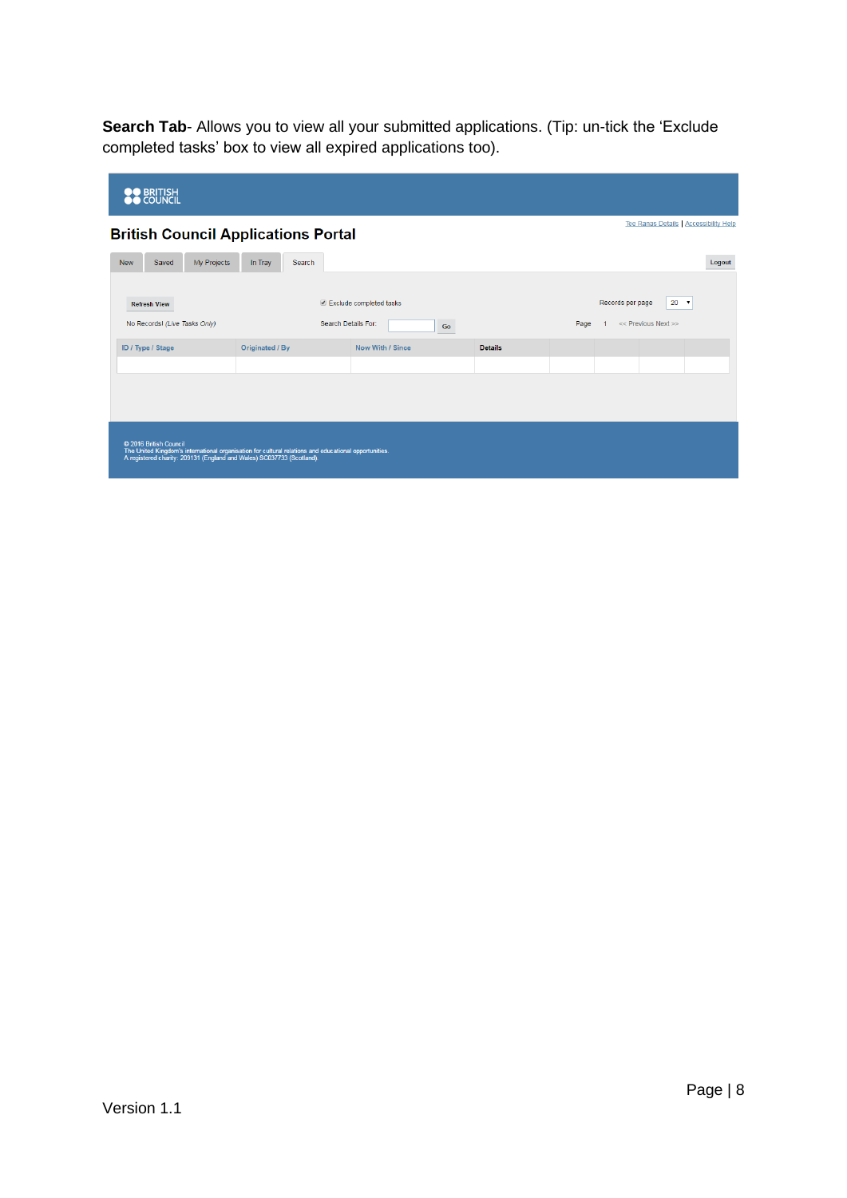**Search Tab**- Allows you to view all your submitted applications. (Tip: un-tick the 'Exclude completed tasks' box to view all expired applications too).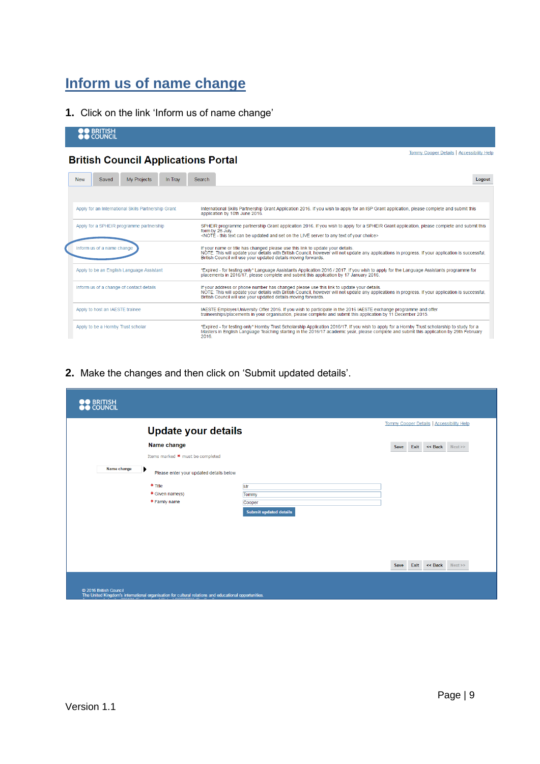## Inform us of name change

1. Click on the link 'Inform us of name change'

BRITISH COUNCIL

Tommy Cooper Details | Accessibility Help

**British Council Applications Portal**

New | Saved | My Projects | In Tray | Search | Logout

| | |
|---|---|
| Apply for an International Skills Partnership Grant | International Skills Partnership Grant Application 2016. If you wish to apply for an ISP Grant application, please complete and submit this application by 10th June 2016. |
| Apply for a SPHEIR programme partnership | SPHEIR programme partnership Grant application 2016. If you wish to apply for a SPHEIR Grant application, please complete and submit this form by 26 July. <NOTE - this text can be updated and set on the LIVE server to any text of your choice> |
| Inform us of a name change | If your name or title has changed please use this link to update your details. NOTE. This will update your details with British Council, however will not update any applications in progress. If your application is successful, British Council will use your updated details moving forwards. |
| Apply to be an English Language Assistant | *Expired - for testing only* Language Assistants Application 2016 / 2017. If you wish to apply for the Language Assistants programme for placements in 2016/17, please complete and submit this application by 17 January 2016. |
| Inform us of a change of contact details | If your address or phone number has changed please use this link to update your details. NOTE. This will update your details with British Council, however will not update any applications in progress. If your application is successful, British Council will use your updated details moving forwards. |
| Apply to host an IAESTE trainee | IAESTE Employer/University Offer 2016. If you wish to participate in the 2016 IAESTE exchange programme and offer traineeships/placements in your organisation, please complete and submit this application by 11 December 2015. |
| Apply to be a Hornby Trust scholar | *Expired - for testing only* Hornby Trust Scholarship Application 2016/17. If you wish to apply for a Hornby Trust scholarship to study for a Masters in English Language Teaching starting in the 2016/17 academic year, please complete and submit this application by 29th February 2016. |

2. Make the changes and then click on 'Submit updated details'.

BRITISH COUNCIL

Tommy Cooper Details | Accessibility Help

**Update your details**

**Name change**

Items marked * must be completed

Save | Exit | << Back | Next >>

Name change

Please enter your updated details below

* Title: Mr
* Given name(s): Tommy
* Family name: Cooper

Submit updated details

Save | Exit | << Back | Next >>

© 2016 British Council
The United Kingdom's international organisation for cultural relations and educational opportunities.

Version 1.1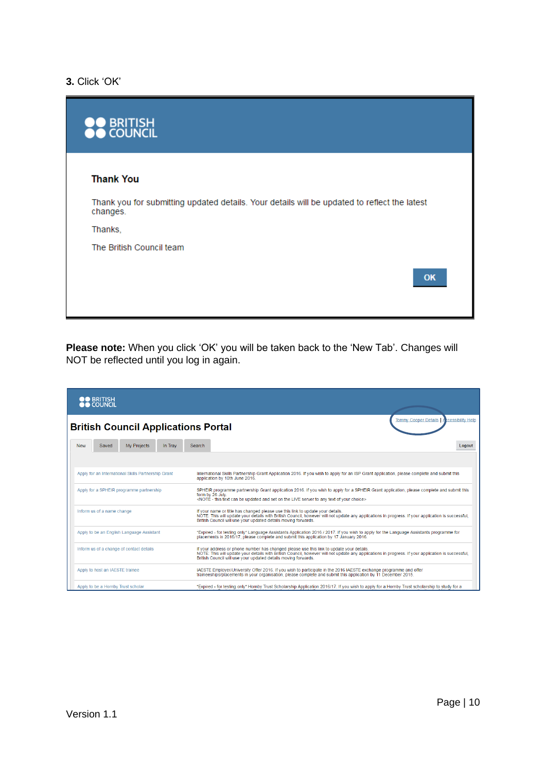**3.** Click ‘OK’

BRITISH COUNCIL

**Thank You**

Thank you for submitting updated details. Your details will be updated to reflect the latest changes.

Thanks,

The British Council team

OK

**Please note:** When you click ‘OK’ you will be taken back to the ‘New Tab’. Changes will NOT be reflected until you log in again.

BRITISH COUNCIL

**British Council Applications Portal**

Tommy Cooper Details | Accessibility Help

New | Saved | My Projects | In Tray | Search | Logout

| | |
|---|---|
| Apply for an International Skills Partnership Grant | International Skills Partnership Grant Application 2016. If you wish to apply for an ISP Grant application, please complete and submit this application by 10th June 2016. |
| Apply for a SPHEIR programme partnership | SPHEIR programme partnership Grant application 2016. If you wish to apply for a SPHEIR Grant application, please complete and submit this form by 26 July. <NOTE - this text can be updated and set on the LIVE server to any text of your choice> |
| Inform us of a name change | If your name or title has changed please use this link to update your details. NOTE: This will update your details with British Council, however will not update any applications in progress. If your application is successful, British Council will use your updated details moving forwards. |
| Apply to be an English Language Assistant | *Expired - for testing only* Language Assistants Application 2016 / 2017. If you wish to apply for the Language Assistants programme for placements in 2016/17, please complete and submit this application by 17 January 2016. |
| Inform us of a change of contact details | If your address or phone number has changed please use this link to update your details. NOTE: This will update your details with British Council, however will not update any applications in progress. If your application is successful, British Council will use your updated details moving forwards. |
| Apply to host an IAESTE trainee | IAESTE Employer/University Offer 2016. If you wish to participate in the 2016 IAESTE exchange programme and offer traineeships/placements in your organisation, please complete and submit this application by 11 December 2015. |
| Apply to be a Hornby Trust scholar | *Expired - for testing only* Hornby Trust Scholarship Application 2016/17. If you wish to apply for a Hornby Trust scholarship to study for a |

Version 1.1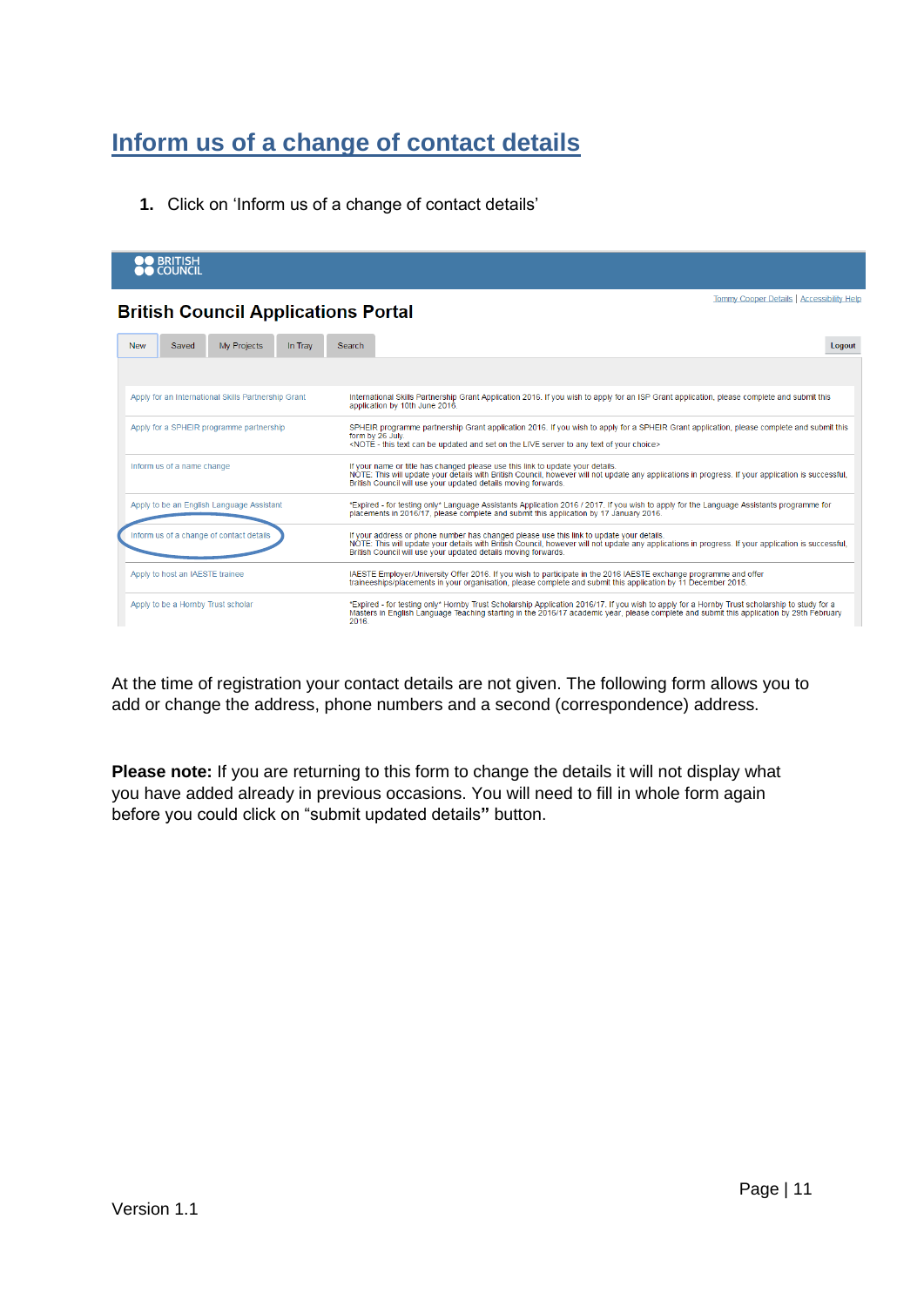# Inform us of a change of contact details

1. Click on 'Inform us of a change of contact details'

BRITISH COUNCIL

**British Council Applications Portal**

Tommy Cooper Details | Accessibility Help

New | Saved | My Projects | In Tray | Search | Logout

| | |
|---|---|
| Apply for an International Skills Partnership Grant | International Skills Partnership Grant Application 2016. If you wish to apply for an ISP Grant application, please complete and submit this application by 10th June 2016. |
| Apply for a SPHEIR programme partnership | SPHEIR programme partnership Grant application 2016. If you wish to apply for a SPHEIR Grant application, please complete and submit this form by 26 July. <NOTE - this text can be updated and set on the LIVE server to any text of your choice> |
| Inform us of a name change | If your name or title has changed please use this link to update your details. NOTE: This will update your details with British Council, however will not update any applications in progress. If your application is successful, British Council will use your updated details moving forwards. |
| Apply to be an English Language Assistant | *Expired - for testing only* Language Assistants Application 2016 / 2017. If you wish to apply for the Language Assistants programme for placements in 2016/17, please complete and submit this application by 17 January 2016. |
| Inform us of a change of contact details | If your address or phone number has changed please use this link to update your details. NOTE: This will update your details with British Council, however will not update any applications in progress. If your application is successful, British Council will use your updated details moving forwards. |
| Apply to host an IAESTE trainee | IAESTE Employer/University Offer 2016. If you wish to participate in the 2016 IAESTE exchange programme and offer traineeships/placements in your organisation, please complete and submit this application by 11 December 2015. |
| Apply to be a Hornby Trust scholar | *Expired - for testing only* Hornby Trust Scholarship Application 2016/17. If you wish to apply for a Hornby Trust scholarship to study for a Masters in English Language Teaching starting in the 2016/17 academic year, please complete and submit this application by 29th February 2016. |

At the time of registration your contact details are not given. The following form allows you to add or change the address, phone numbers and a second (correspondence) address.

**Please note:** If you are returning to this form to change the details it will not display what you have added already in previous occasions. You will need to fill in whole form again before you could click on "submit updated details**"** button.

Version 1.1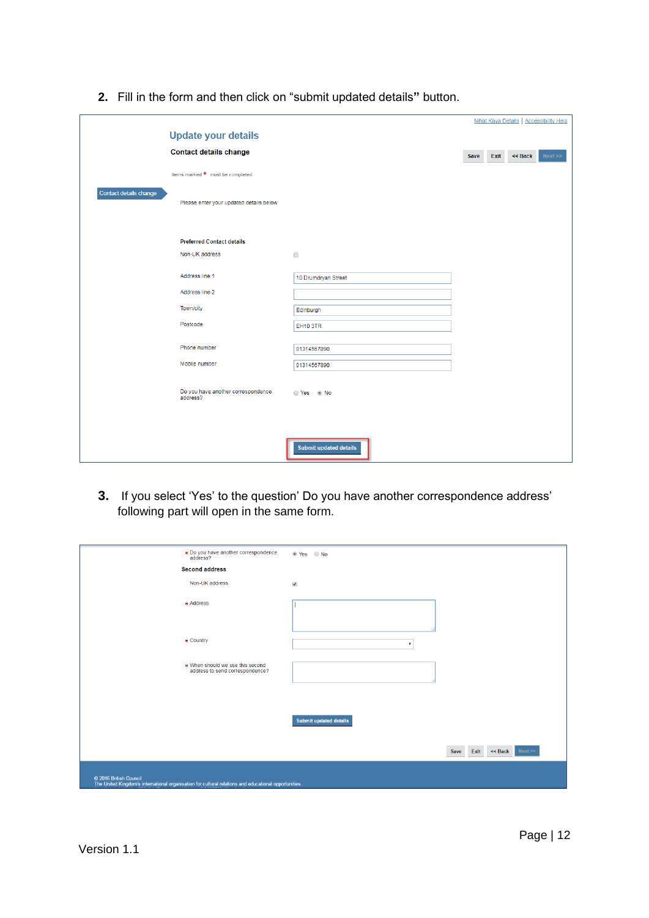2. Fill in the form and then click on “submit updated details**”** button.

Nihat Kaya Details | Accessibility Help

**Update your details**

**Contact details change**

Save | Exit | << Back | Next >>

Items marked * must be completed

Contact details change

Please enter your updated details below

**Preferred Contact details**

Non-UK address

Address line 1: 10 Drumdryan Street

Address line 2:

Town/city: Edinburgh

Postcode: EH10 3TR

Phone number: 01314567890

Mobile number: 01314567890

Do you have another correspondence address? Yes / No

Submit updated details

3. If you select ‘Yes’ to the question’ Do you have another correspondence address’ following part will open in the same form.

* Do you have another correspondence address? Yes / No

**Second address**

Non-UK address

* Address

* Country

* When should we use this second address to send correspondence?

Submit updated details

Save | Exit | << Back | Next >>

© 2016 British Council
The United Kingdom's international organisation for cultural relations and educational opportunities.

Version 1.1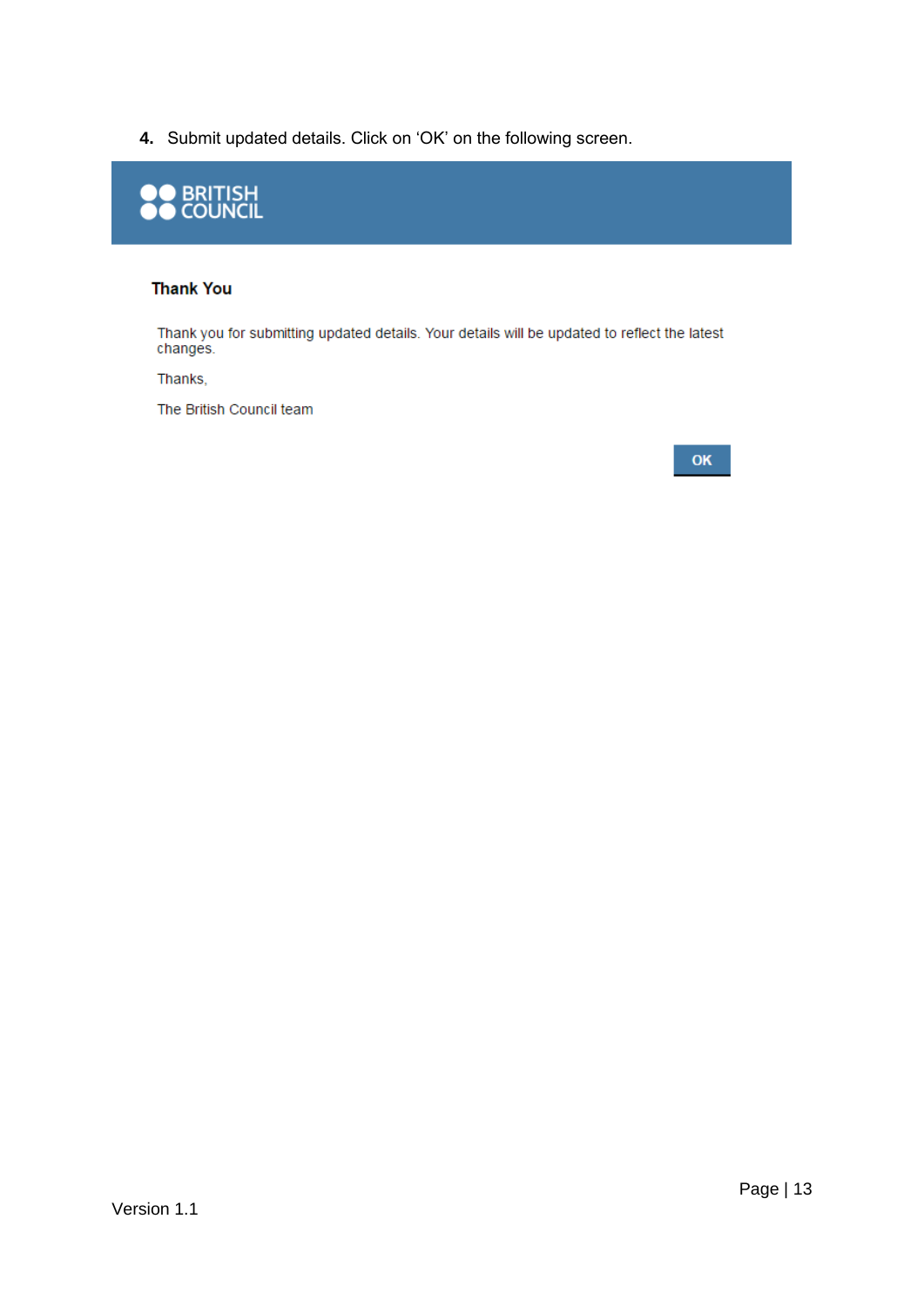4. Submit updated details. Click on 'OK' on the following screen.

BRITISH COUNCIL

**Thank You**

Thank you for submitting updated details. Your details will be updated to reflect the latest changes.

Thanks,

The British Council team

OK

Version 1.1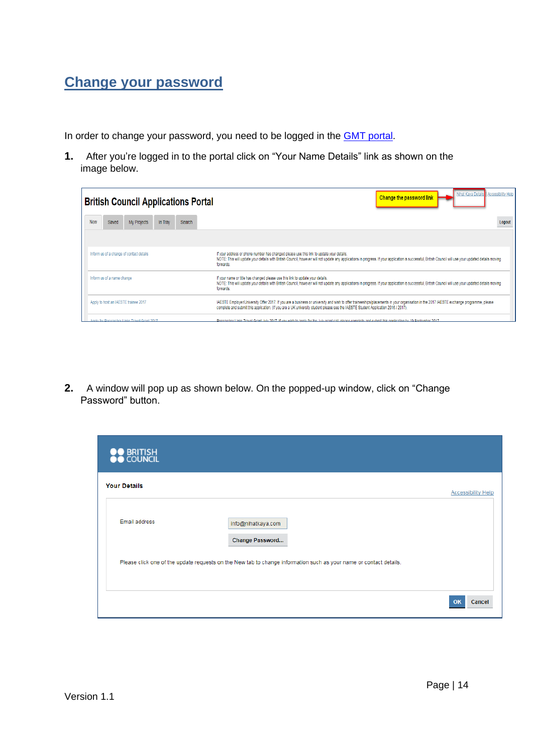# Change your password

In order to change your password, you need to be logged in the GMT portal.

1. After you're logged in to the portal click on "Your Name Details" link as shown on the image below.

2. A window will pop up as shown below. On the popped-up window, click on "Change Password" button.

Version 1.1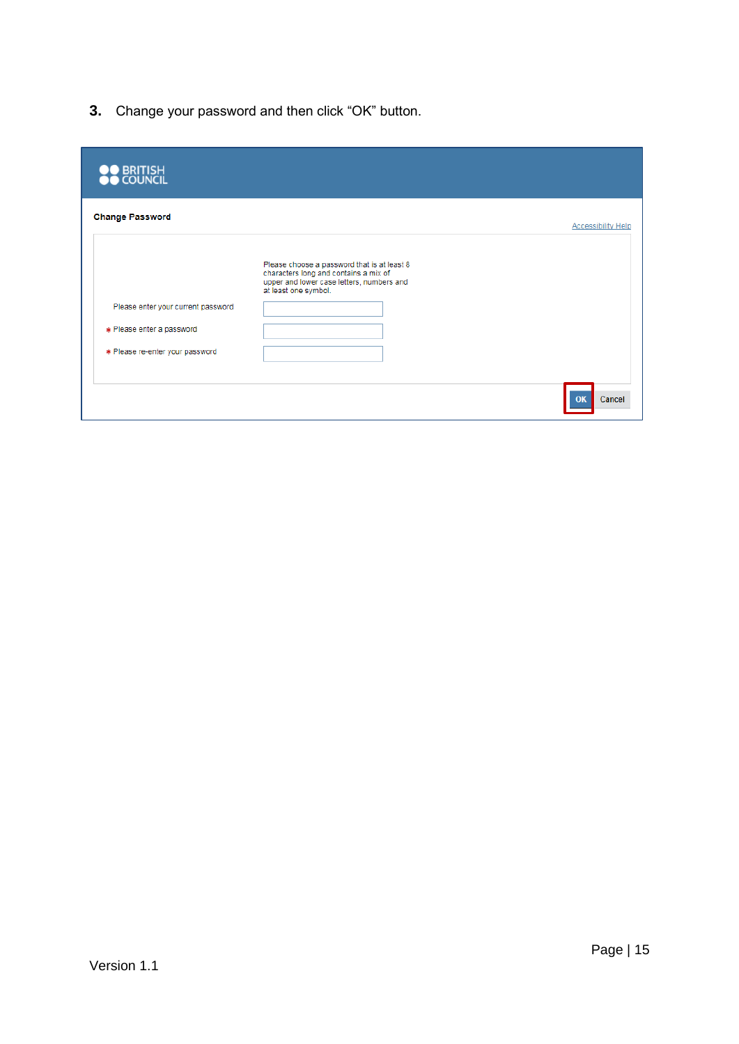3. Change your password and then click "OK" button.

**BRITISH COUNCIL**

**Change Password**

Accessibility Help

Please choose a password that is at least 8 characters long and contains a mix of upper and lower case letters, numbers and at least one symbol.

Please enter your current password

* Please enter a password

* Please re-enter your password

OK Cancel

Version 1.1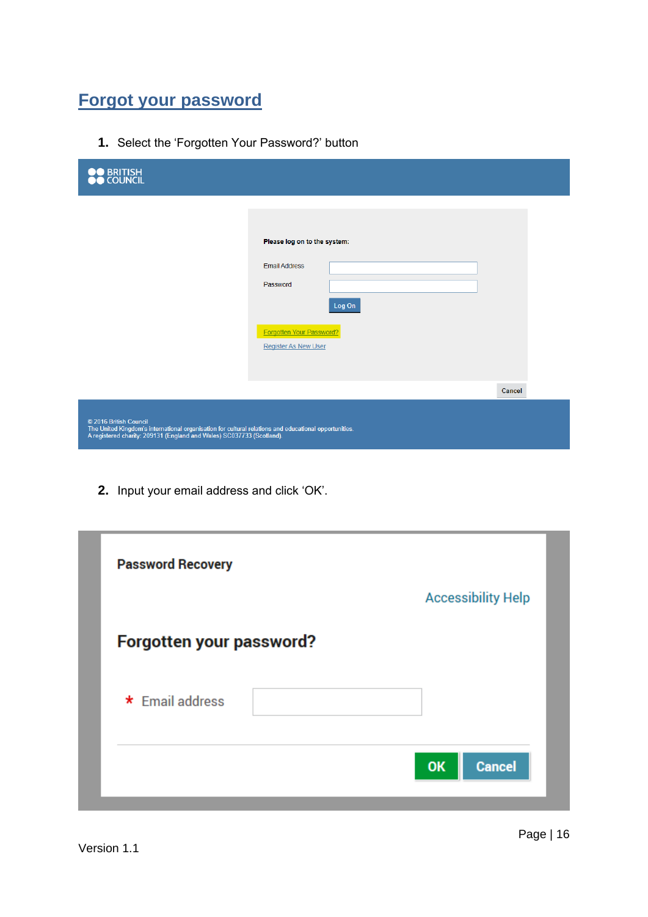## Forgot your password

1. Select the 'Forgotten Your Password?' button

BRITISH COUNCIL

**Please log on to the system:**

Email Address

Password

Log On

Forgotten Your Password?

Register As New User

Cancel

© 2016 British Council
The United Kingdom's international organisation for cultural relations and educational opportunities.
A registered charity: 209131 (England and Wales) SC037733 (Scotland).

2. Input your email address and click 'OK'.

**Password Recovery**

Accessibility Help

**Forgotten your password?**

\* Email address

OK Cancel

Version 1.1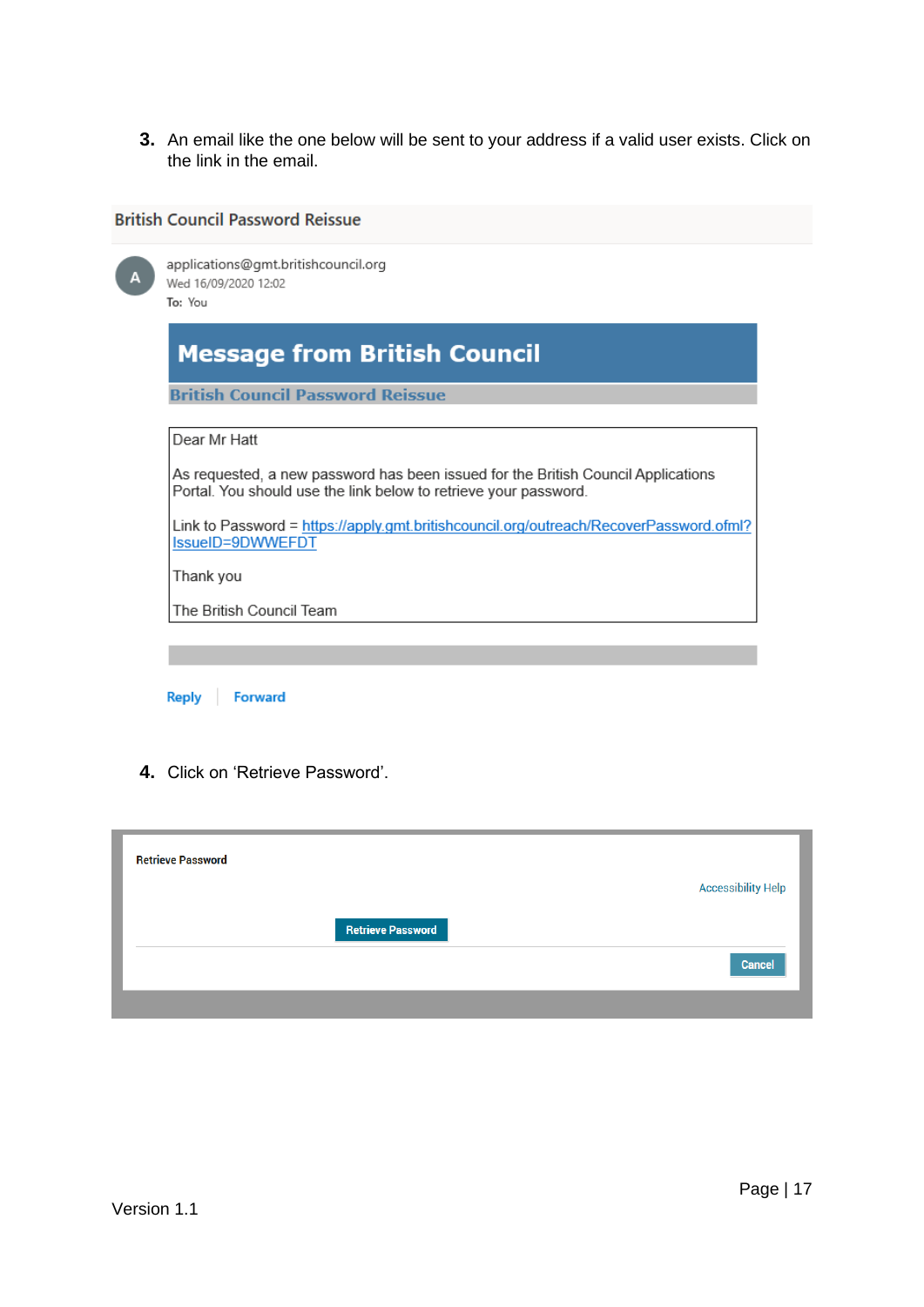3. An email like the one below will be sent to your address if a valid user exists. Click on the link in the email.

British Council Password Reissue

applications@gmt.britishcouncil.org
Wed 16/09/2020 12:02
To: You

## Message from British Council

**British Council Password Reissue**

Dear Mr Hatt

As requested, a new password has been issued for the British Council Applications Portal. You should use the link below to retrieve your password.

Link to Password = https://apply.gmt.britishcouncil.org/outreach/RecoverPassword.ofml?IssueID=9DWWEFDT

Thank you

The British Council Team

Reply | Forward

4. Click on 'Retrieve Password'.

Retrieve Password

Accessibility Help

Retrieve Password

Cancel

Version 1.1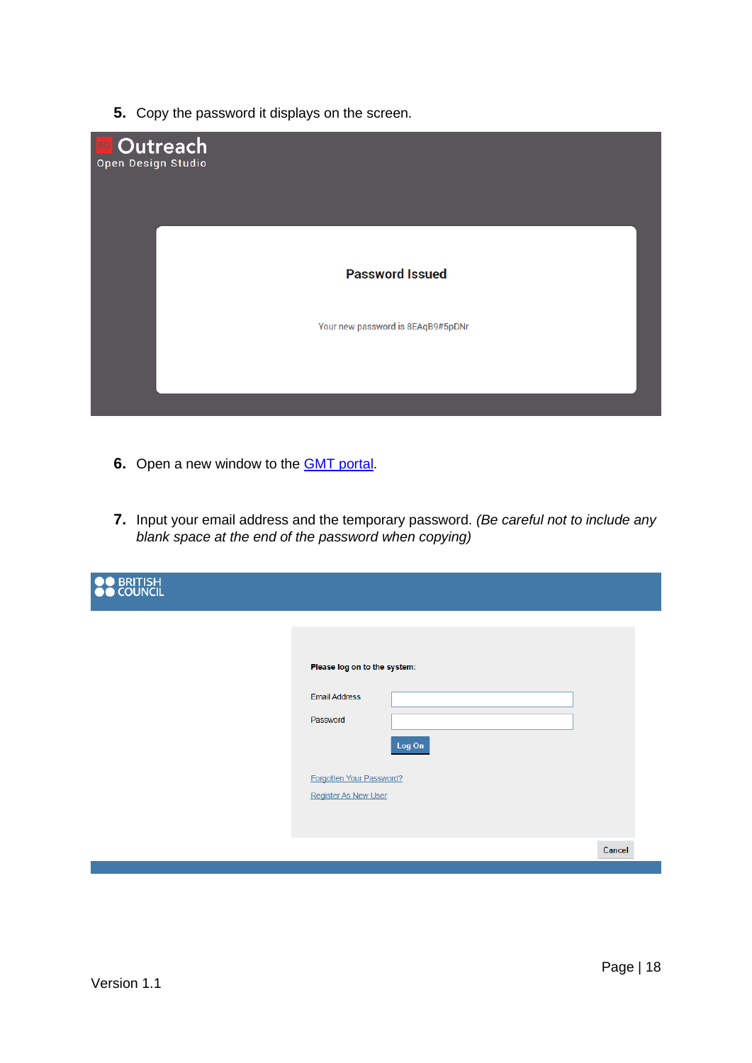5. Copy the password it displays on the screen.

Outreach
Open Design Studio

**Password Issued**

Your new password is 8EAqB9#5pDNr

6. Open a new window to the [GMT portal](GMT portal).

7. Input your email address and the temporary password. *(Be careful not to include any blank space at the end of the password when copying)*

BRITISH COUNCIL

**Please log on to the system:**

Email Address

Password

Log On

Forgotten Your Password?

Register As New User

Cancel

Version 1.1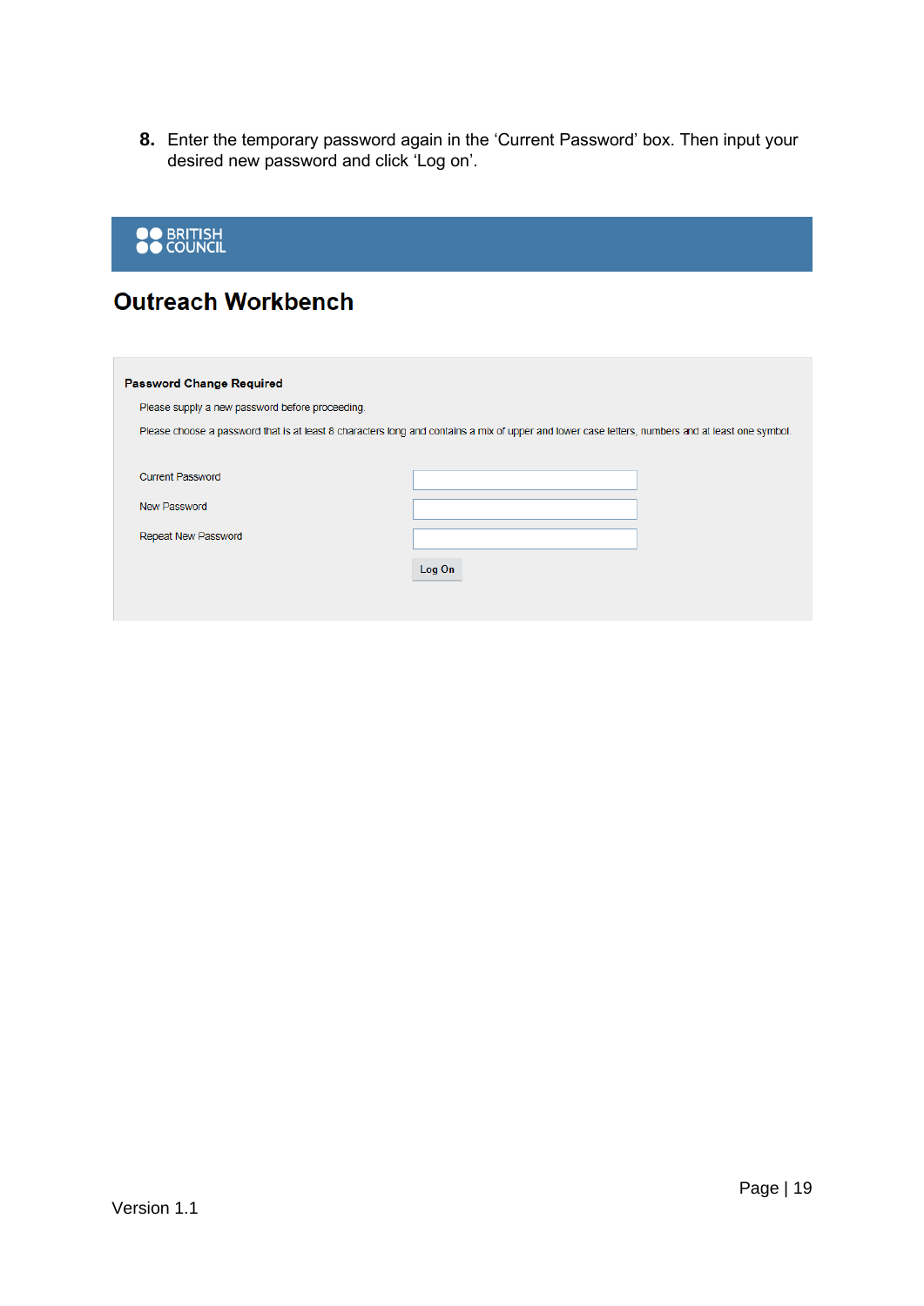8. Enter the temporary password again in the 'Current Password' box. Then input your desired new password and click 'Log on'.

BRITISH COUNCIL

# Outreach Workbench

**Password Change Required**

Please supply a new password before proceeding.

Please choose a password that is at least 8 characters long and contains a mix of upper and lower case letters, numbers and at least one symbol.

Current Password

New Password

Repeat New Password

Log On

Version 1.1